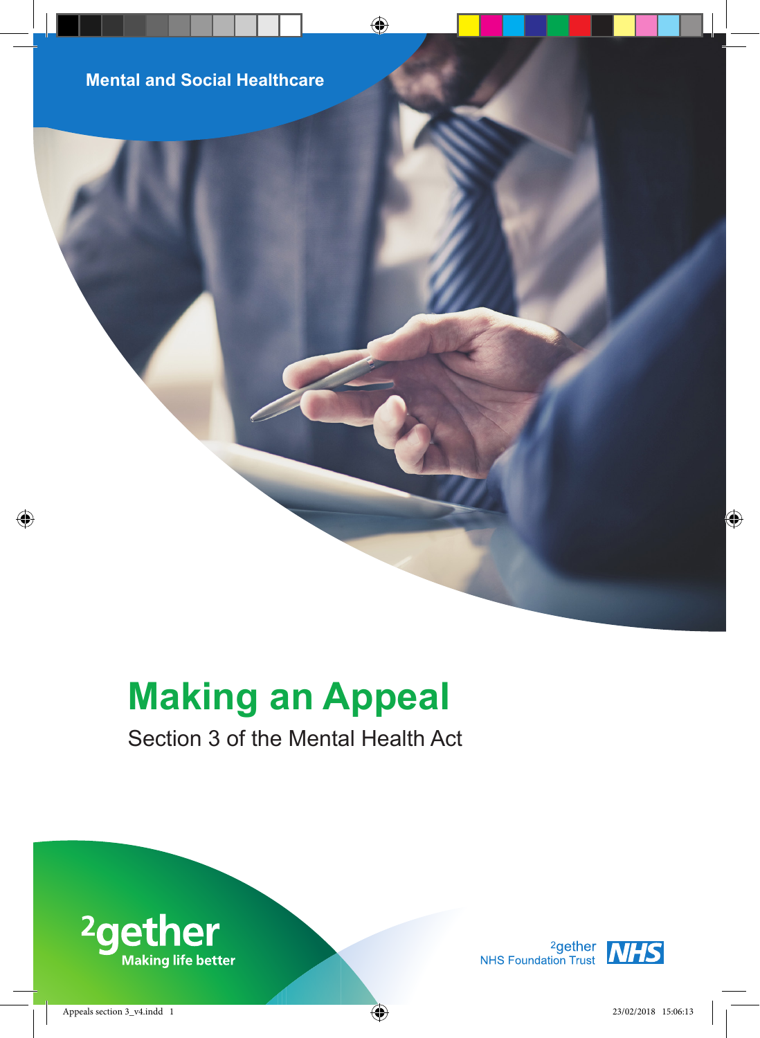Mental and Social Healthcare

# Making an Appeal

Section 3 of the Mental Health Act

2gether
Making life better

2gether NHS Foundation Trust NHS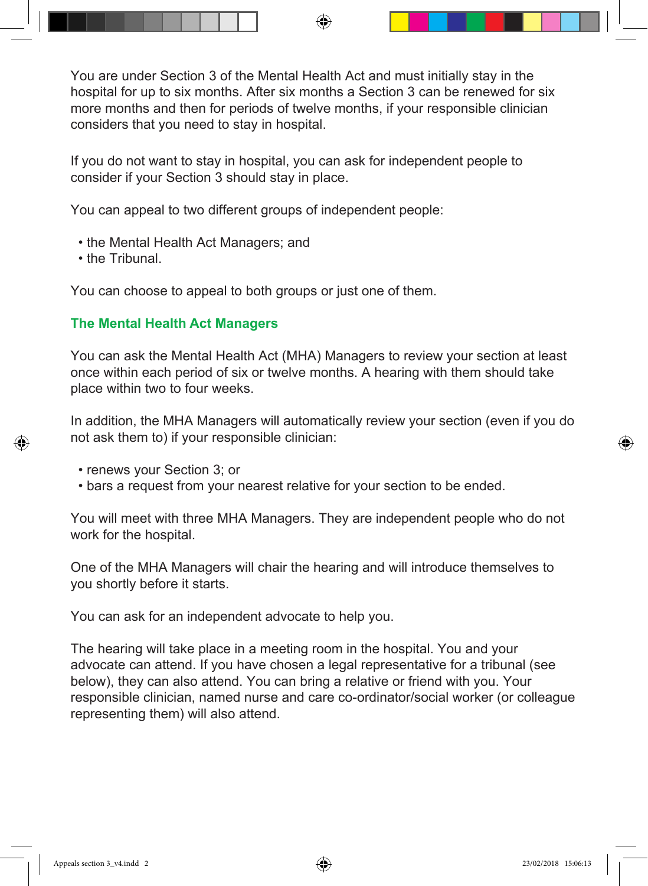You are under Section 3 of the Mental Health Act and must initially stay in the hospital for up to six months. After six months a Section 3 can be renewed for six more months and then for periods of twelve months, if your responsible clinician considers that you need to stay in hospital.

If you do not want to stay in hospital, you can ask for independent people to consider if your Section 3 should stay in place.

You can appeal to two different groups of independent people:

- the Mental Health Act Managers; and
- the Tribunal.

You can choose to appeal to both groups or just one of them.

## The Mental Health Act Managers

You can ask the Mental Health Act (MHA) Managers to review your section at least once within each period of six or twelve months. A hearing with them should take place within two to four weeks.

In addition, the MHA Managers will automatically review your section (even if you do not ask them to) if your responsible clinician:

- renews your Section 3; or
- bars a request from your nearest relative for your section to be ended.

You will meet with three MHA Managers. They are independent people who do not work for the hospital.

One of the MHA Managers will chair the hearing and will introduce themselves to you shortly before it starts.

You can ask for an independent advocate to help you.

The hearing will take place in a meeting room in the hospital. You and your advocate can attend. If you have chosen a legal representative for a tribunal (see below), they can also attend. You can bring a relative or friend with you. Your responsible clinician, named nurse and care co-ordinator/social worker (or colleague representing them) will also attend.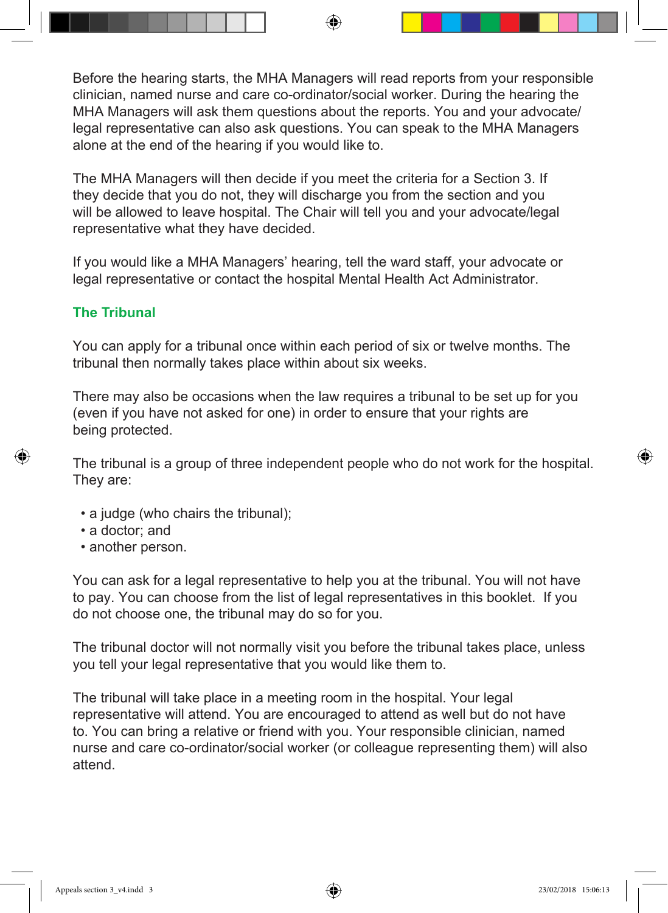Before the hearing starts, the MHA Managers will read reports from your responsible clinician, named nurse and care co-ordinator/social worker. During the hearing the MHA Managers will ask them questions about the reports. You and your advocate/legal representative can also ask questions. You can speak to the MHA Managers alone at the end of the hearing if you would like to.

The MHA Managers will then decide if you meet the criteria for a Section 3. If they decide that you do not, they will discharge you from the section and you will be allowed to leave hospital. The Chair will tell you and your advocate/legal representative what they have decided.

If you would like a MHA Managers' hearing, tell the ward staff, your advocate or legal representative or contact the hospital Mental Health Act Administrator.

## The Tribunal

You can apply for a tribunal once within each period of six or twelve months. The tribunal then normally takes place within about six weeks.

There may also be occasions when the law requires a tribunal to be set up for you (even if you have not asked for one) in order to ensure that your rights are being protected.

The tribunal is a group of three independent people who do not work for the hospital. They are:

- a judge (who chairs the tribunal);
- a doctor; and
- another person.

You can ask for a legal representative to help you at the tribunal. You will not have to pay. You can choose from the list of legal representatives in this booklet. If you do not choose one, the tribunal may do so for you.

The tribunal doctor will not normally visit you before the tribunal takes place, unless you tell your legal representative that you would like them to.

The tribunal will take place in a meeting room in the hospital. Your legal representative will attend. You are encouraged to attend as well but do not have to. You can bring a relative or friend with you. Your responsible clinician, named nurse and care co-ordinator/social worker (or colleague representing them) will also attend.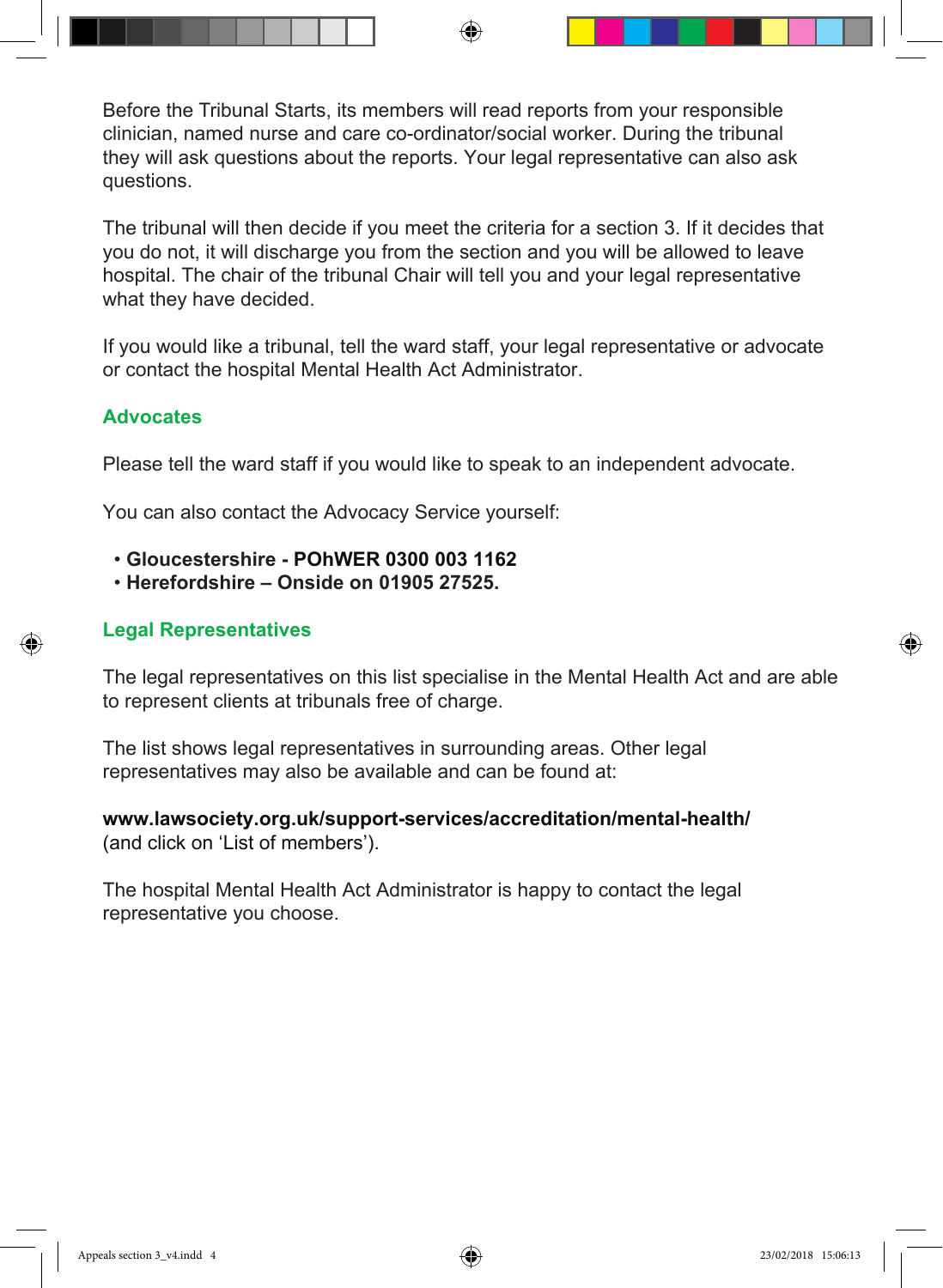Before the Tribunal Starts, its members will read reports from your responsible clinician, named nurse and care co-ordinator/social worker. During the tribunal they will ask questions about the reports. Your legal representative can also ask questions.

The tribunal will then decide if you meet the criteria for a section 3. If it decides that you do not, it will discharge you from the section and you will be allowed to leave hospital. The chair of the tribunal Chair will tell you and your legal representative what they have decided.

If you would like a tribunal, tell the ward staff, your legal representative or advocate or contact the hospital Mental Health Act Administrator.

## Advocates

Please tell the ward staff if you would like to speak to an independent advocate.

You can also contact the Advocacy Service yourself:

- **Gloucestershire - POhWER 0300 003 1162**
- **Herefordshire – Onside on 01905 27525.**

## Legal Representatives

The legal representatives on this list specialise in the Mental Health Act and are able to represent clients at tribunals free of charge.

The list shows legal representatives in surrounding areas. Other legal representatives may also be available and can be found at:

**www.lawsociety.org.uk/support-services/accreditation/mental-health/**
(and click on ‘List of members’).

The hospital Mental Health Act Administrator is happy to contact the legal representative you choose.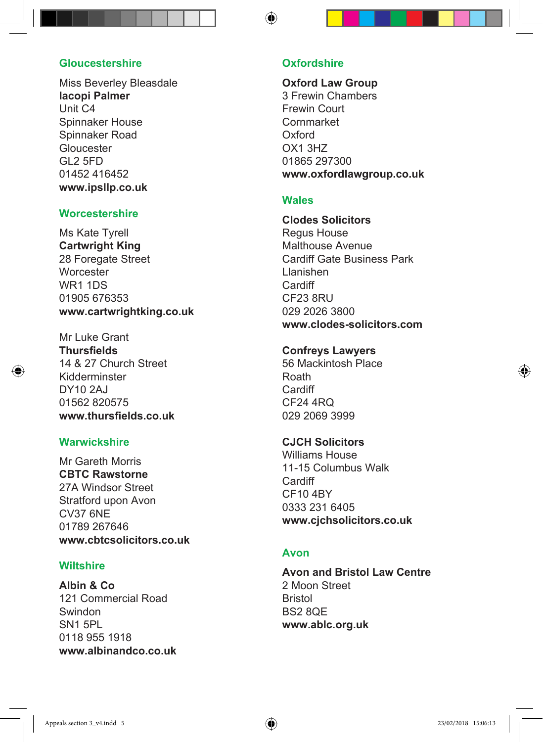## Gloucestershire

Miss Beverley Bleasdale
**Iacopi Palmer**
Unit C4
Spinnaker House
Spinnaker Road
Gloucester
GL2 5FD
01452 416452
**www.ipsllp.co.uk**

## Worcestershire

Ms Kate Tyrell
**Cartwright King**
28 Foregate Street
Worcester
WR1 1DS
01905 676353
**www.cartwrightking.co.uk**

Mr Luke Grant
**Thursfields**
14 & 27 Church Street
Kidderminster
DY10 2AJ
01562 820575
**www.thursfields.co.uk**

## Warwickshire

Mr Gareth Morris
**CBTC Rawstorne**
27A Windsor Street
Stratford upon Avon
CV37 6NE
01789 267646
**www.cbtcsolicitors.co.uk**

## Wiltshire

**Albin & Co**
121 Commercial Road
Swindon
SN1 5PL
0118 955 1918
**www.albinandco.co.uk**

## Oxfordshire

**Oxford Law Group**
3 Frewin Chambers
Frewin Court
Cornmarket
Oxford
OX1 3HZ
01865 297300
**www.oxfordlawgroup.co.uk**

## Wales

**Clodes Solicitors**
Regus House
Malthouse Avenue
Cardiff Gate Business Park
Llanishen
Cardiff
CF23 8RU
029 2026 3800
**www.clodes-solicitors.com**

**Confreys Lawyers**
56 Mackintosh Place
Roath
Cardiff
CF24 4RQ
029 2069 3999

**CJCH Solicitors**
Williams House
11-15 Columbus Walk
Cardiff
CF10 4BY
0333 231 6405
**www.cjchsolicitors.co.uk**

## Avon

**Avon and Bristol Law Centre**
2 Moon Street
Bristol
BS2 8QE
**www.ablc.org.uk**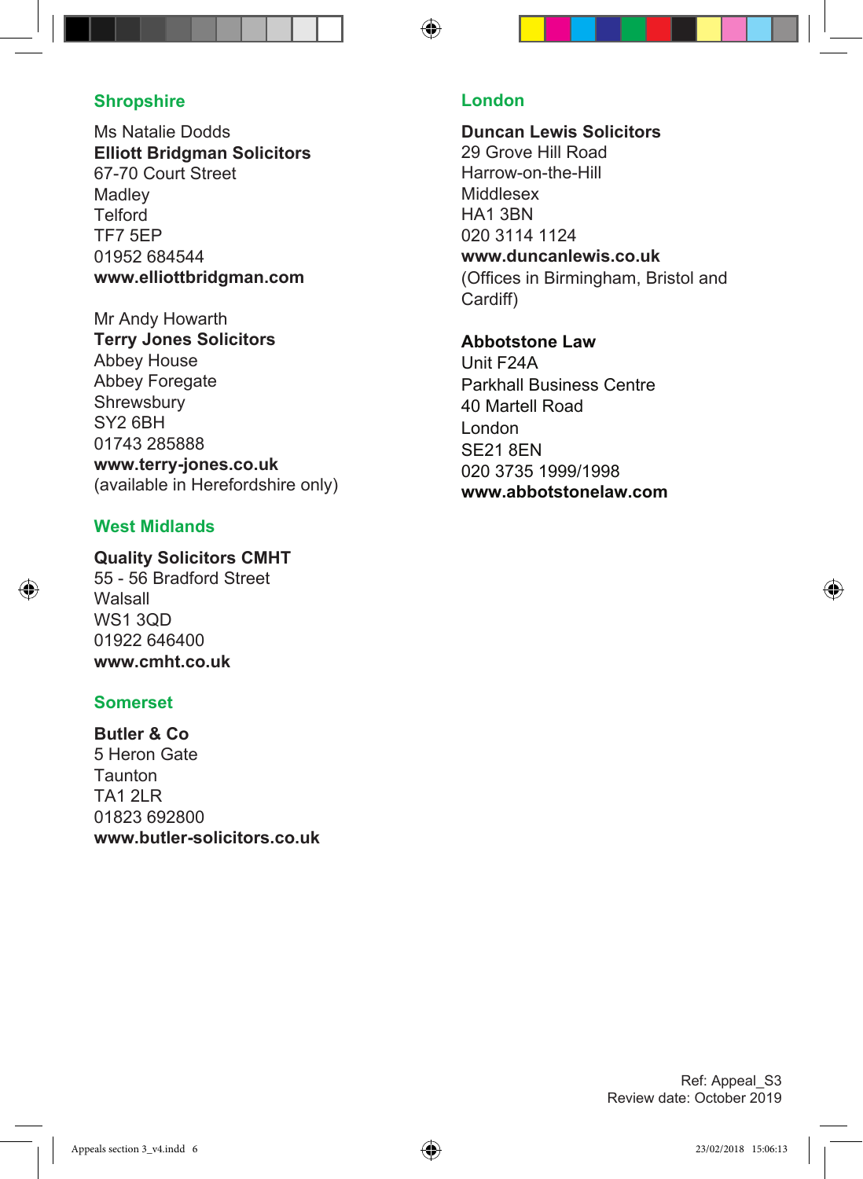## Shropshire

Ms Natalie Dodds
**Elliott Bridgman Solicitors**
67-70 Court Street
Madley
Telford
TF7 5EP
01952 684544
**www.elliottbridgman.com**

Mr Andy Howarth
**Terry Jones Solicitors**
Abbey House
Abbey Foregate
Shrewsbury
SY2 6BH
01743 285888
**www.terry-jones.co.uk**
(available in Herefordshire only)

## West Midlands

**Quality Solicitors CMHT**
55 - 56 Bradford Street
Walsall
WS1 3QD
01922 646400
**www.cmht.co.uk**

## Somerset

**Butler & Co**
5 Heron Gate
Taunton
TA1 2LR
01823 692800
**www.butler-solicitors.co.uk**

## London

**Duncan Lewis Solicitors**
29 Grove Hill Road
Harrow-on-the-Hill
Middlesex
HA1 3BN
020 3114 1124
**www.duncanlewis.co.uk**
(Offices in Birmingham, Bristol and Cardiff)

**Abbotstone Law**
Unit F24A
Parkhall Business Centre
40 Martell Road
London
SE21 8EN
020 3735 1999/1998
**www.abbotstonelaw.com**

Ref: Appeal_S3
Review date: October 2019